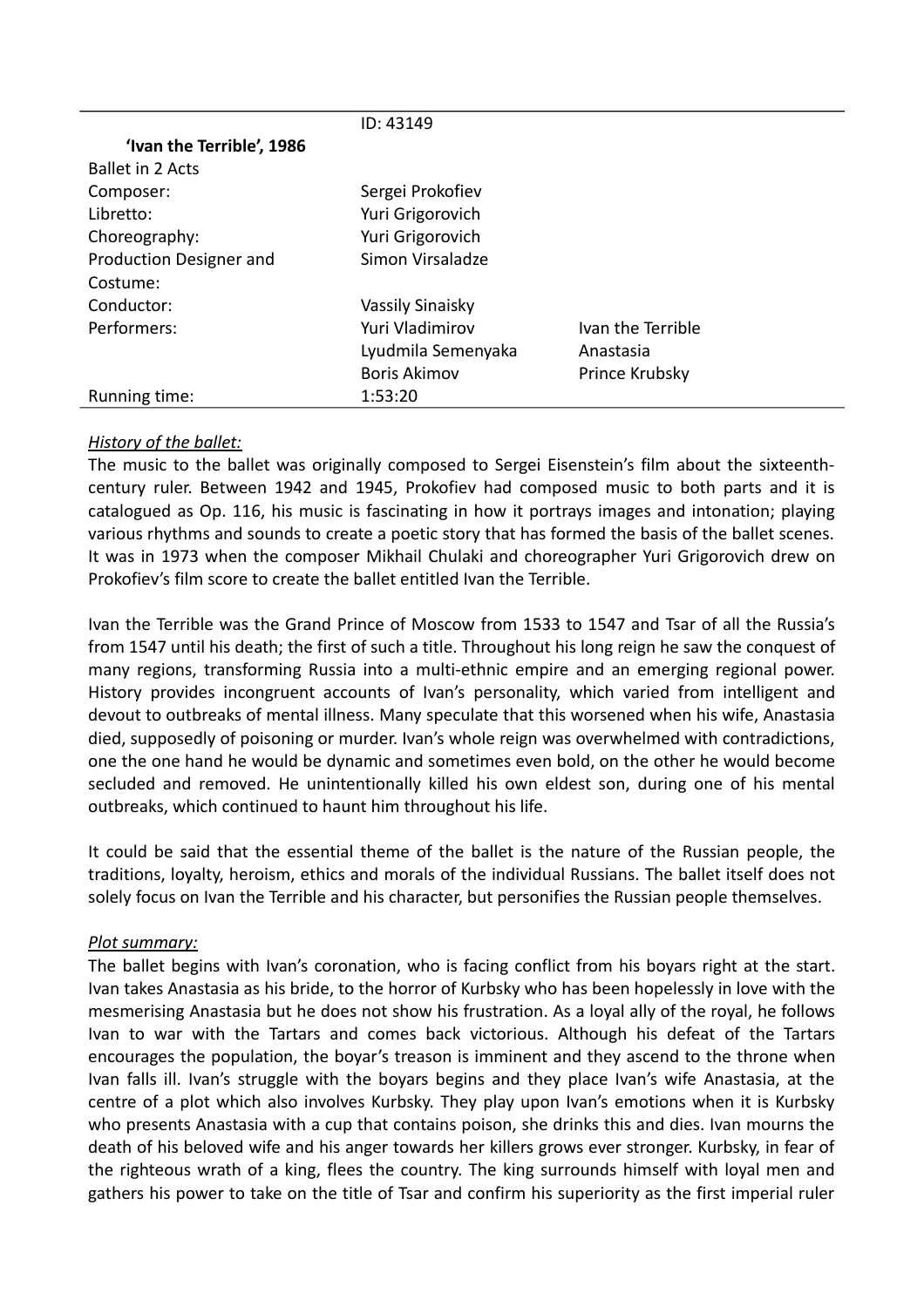| | ID: 43149 | |
|---|---|---|
| **'Ivan the Terrible', 1986** | | |
| Ballet in 2 Acts | | |
| Composer: | Sergei Prokofiev | |
| Libretto: | Yuri Grigorovich | |
| Choreography: | Yuri Grigorovich | |
| Production Designer and Costume: | Simon Virsaladze | |
| Conductor: | Vassily Sinaisky | |
| Performers: | Yuri Vladimirov | Ivan the Terrible |
| | Lyudmila Semenyaka | Anastasia |
| | Boris Akimov | Prince Krubsky |
| Running time: | 1:53:20 | |

*History of the ballet:*

The music to the ballet was originally composed to Sergei Eisenstein's film about the sixteenth-century ruler. Between 1942 and 1945, Prokofiev had composed music to both parts and it is catalogued as Op. 116, his music is fascinating in how it portrays images and intonation; playing various rhythms and sounds to create a poetic story that has formed the basis of the ballet scenes. It was in 1973 when the composer Mikhail Chulaki and choreographer Yuri Grigorovich drew on Prokofiev's film score to create the ballet entitled Ivan the Terrible.

Ivan the Terrible was the Grand Prince of Moscow from 1533 to 1547 and Tsar of all the Russia's from 1547 until his death; the first of such a title. Throughout his long reign he saw the conquest of many regions, transforming Russia into a multi-ethnic empire and an emerging regional power. History provides incongruent accounts of Ivan's personality, which varied from intelligent and devout to outbreaks of mental illness. Many speculate that this worsened when his wife, Anastasia died, supposedly of poisoning or murder. Ivan's whole reign was overwhelmed with contradictions, one the one hand he would be dynamic and sometimes even bold, on the other he would become secluded and removed. He unintentionally killed his own eldest son, during one of his mental outbreaks, which continued to haunt him throughout his life.

It could be said that the essential theme of the ballet is the nature of the Russian people, the traditions, loyalty, heroism, ethics and morals of the individual Russians. The ballet itself does not solely focus on Ivan the Terrible and his character, but personifies the Russian people themselves.

*Plot summary:*

The ballet begins with Ivan's coronation, who is facing conflict from his boyars right at the start. Ivan takes Anastasia as his bride, to the horror of Kurbsky who has been hopelessly in love with the mesmerising Anastasia but he does not show his frustration. As a loyal ally of the royal, he follows Ivan to war with the Tartars and comes back victorious. Although his defeat of the Tartars encourages the population, the boyar's treason is imminent and they ascend to the throne when Ivan falls ill. Ivan's struggle with the boyars begins and they place Ivan's wife Anastasia, at the centre of a plot which also involves Kurbsky. They play upon Ivan's emotions when it is Kurbsky who presents Anastasia with a cup that contains poison, she drinks this and dies. Ivan mourns the death of his beloved wife and his anger towards her killers grows ever stronger. Kurbsky, in fear of the righteous wrath of a king, flees the country. The king surrounds himself with loyal men and gathers his power to take on the title of Tsar and confirm his superiority as the first imperial ruler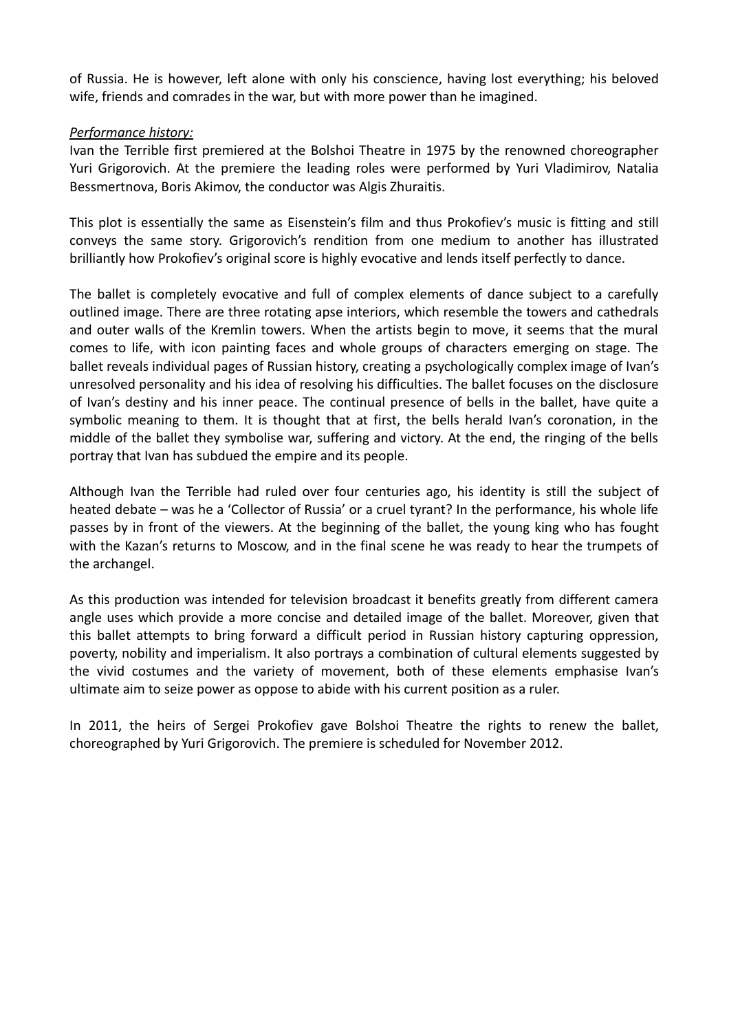of Russia. He is however, left alone with only his conscience, having lost everything; his beloved wife, friends and comrades in the war, but with more power than he imagined.

*Performance history:*

Ivan the Terrible first premiered at the Bolshoi Theatre in 1975 by the renowned choreographer Yuri Grigorovich. At the premiere the leading roles were performed by Yuri Vladimirov, Natalia Bessmertnova, Boris Akimov, the conductor was Algis Zhuraitis.

This plot is essentially the same as Eisenstein's film and thus Prokofiev's music is fitting and still conveys the same story. Grigorovich's rendition from one medium to another has illustrated brilliantly how Prokofiev's original score is highly evocative and lends itself perfectly to dance.

The ballet is completely evocative and full of complex elements of dance subject to a carefully outlined image. There are three rotating apse interiors, which resemble the towers and cathedrals and outer walls of the Kremlin towers. When the artists begin to move, it seems that the mural comes to life, with icon painting faces and whole groups of characters emerging on stage. The ballet reveals individual pages of Russian history, creating a psychologically complex image of Ivan's unresolved personality and his idea of resolving his difficulties. The ballet focuses on the disclosure of Ivan's destiny and his inner peace. The continual presence of bells in the ballet, have quite a symbolic meaning to them. It is thought that at first, the bells herald Ivan's coronation, in the middle of the ballet they symbolise war, suffering and victory. At the end, the ringing of the bells portray that Ivan has subdued the empire and its people.

Although Ivan the Terrible had ruled over four centuries ago, his identity is still the subject of heated debate – was he a 'Collector of Russia' or a cruel tyrant? In the performance, his whole life passes by in front of the viewers. At the beginning of the ballet, the young king who has fought with the Kazan's returns to Moscow, and in the final scene he was ready to hear the trumpets of the archangel.

As this production was intended for television broadcast it benefits greatly from different camera angle uses which provide a more concise and detailed image of the ballet. Moreover, given that this ballet attempts to bring forward a difficult period in Russian history capturing oppression, poverty, nobility and imperialism. It also portrays a combination of cultural elements suggested by the vivid costumes and the variety of movement, both of these elements emphasise Ivan's ultimate aim to seize power as oppose to abide with his current position as a ruler.

In 2011, the heirs of Sergei Prokofiev gave Bolshoi Theatre the rights to renew the ballet, choreographed by Yuri Grigorovich. The premiere is scheduled for November 2012.